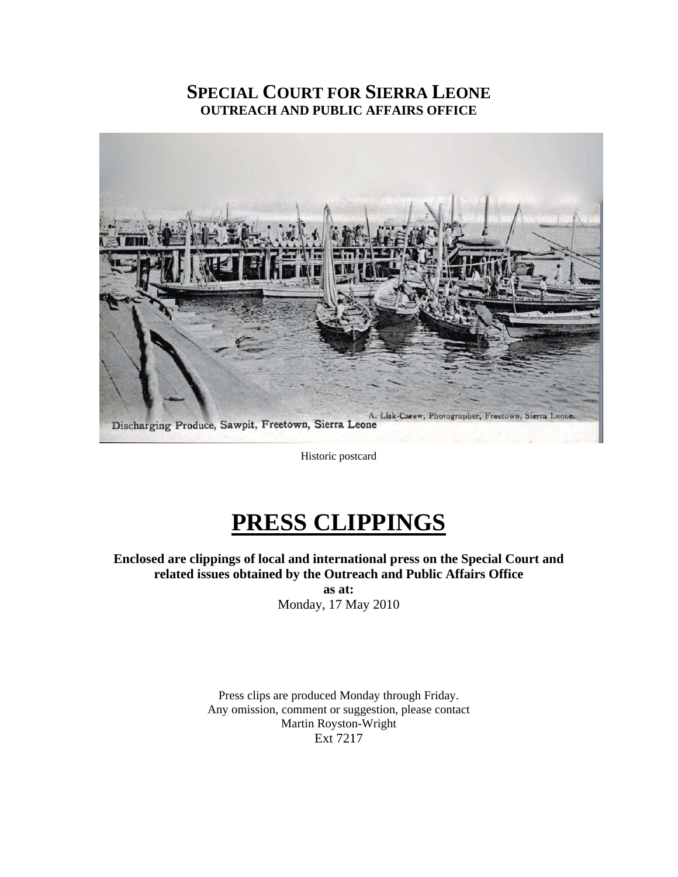# SPECIAL COURT FOR SIERRA LEONE
## OUTREACH AND PUBLIC AFFAIRS OFFICE

Discharging Produce, Sawpit, Freetown, Sierra Leone

A. Lisk-Carew, Photographer, Freetown, Sierra Leone.

Historic postcard

# PRESS CLIPPINGS

**Enclosed are clippings of local and international press on the Special Court and related issues obtained by the Outreach and Public Affairs Office**
**as at:**
Monday, 17 May 2010

Press clips are produced Monday through Friday.
Any omission, comment or suggestion, please contact
Martin Royston-Wright
Ext 7217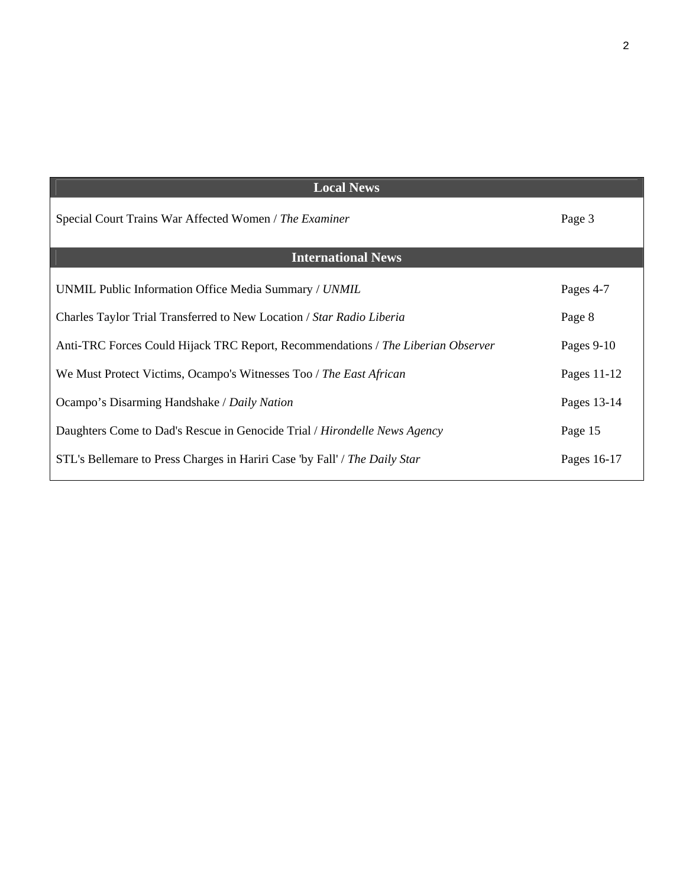| Local News | |
|---|---|
| Special Court Trains War Affected Women / *The Examiner* | Page 3 |
| **International News** | |
| UNMIL Public Information Office Media Summary / *UNMIL* | Pages 4-7 |
| Charles Taylor Trial Transferred to New Location / *Star Radio Liberia* | Page 8 |
| Anti-TRC Forces Could Hijack TRC Report, Recommendations / *The Liberian Observer* | Pages 9-10 |
| We Must Protect Victims, Ocampo's Witnesses Too / *The East African* | Pages 11-12 |
| Ocampo's Disarming Handshake / *Daily Nation* | Pages 13-14 |
| Daughters Come to Dad's Rescue in Genocide Trial / *Hirondelle News Agency* | Page 15 |
| STL's Bellemare to Press Charges in Hariri Case 'by Fall' / *The Daily Star* | Pages 16-17 |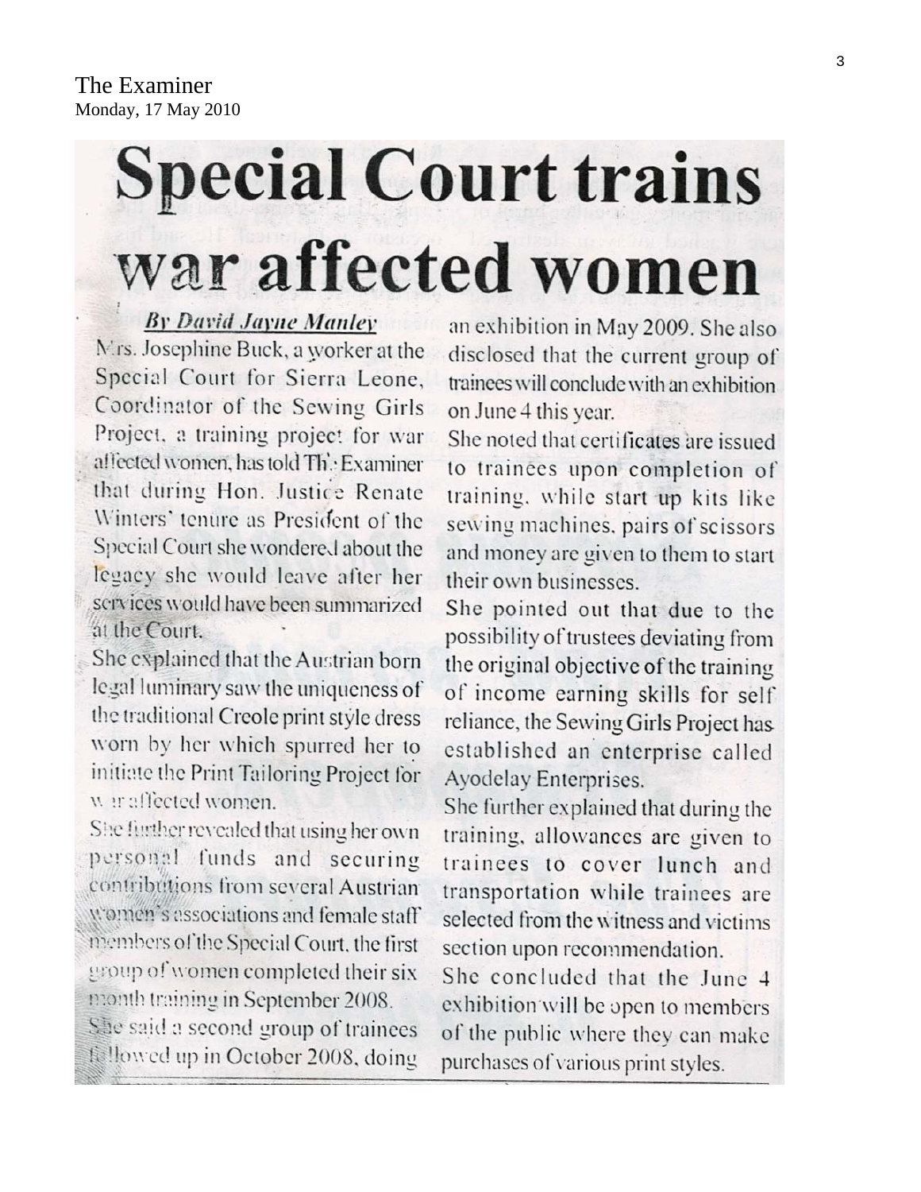The Examiner
Monday, 17 May 2010

# Special Court trains war affected women

***By David Jayne Manley***

Mrs. Josephine Buck, a worker at the Special Court for Sierra Leone, Coordinator of the Sewing Girls Project, a training project for war affected women, has told The Examiner that during Hon. Justice Renate Winters' tenure as President of the Special Court she wondered about the legacy she would leave after her services would have been summarized at the Court.

She explained that the Austrian born legal luminary saw the uniqueness of the traditional Creole print style dress worn by her which spurred her to initiate the Print Tailoring Project for war affected women.

She further revealed that using her own personal funds and securing contributions from several Austrian women's associations and female staff members of the Special Court, the first group of women completed their six month training in September 2008.

She said a second group of trainees followed up in October 2008, doing an exhibition in May 2009. She also disclosed that the current group of trainees will conclude with an exhibition on June 4 this year.

She noted that certificates are issued to trainees upon completion of training, while start up kits like sewing machines, pairs of scissors and money are given to them to start their own businesses.

She pointed out that due to the possibility of trustees deviating from the original objective of the training of income earning skills for self reliance, the Sewing Girls Project has established an enterprise called Ayodelay Enterprises.

She further explained that during the training, allowances are given to trainees to cover lunch and transportation while trainees are selected from the witness and victims section upon recommendation.

She concluded that the June 4 exhibition will be open to members of the public where they can make purchases of various print styles.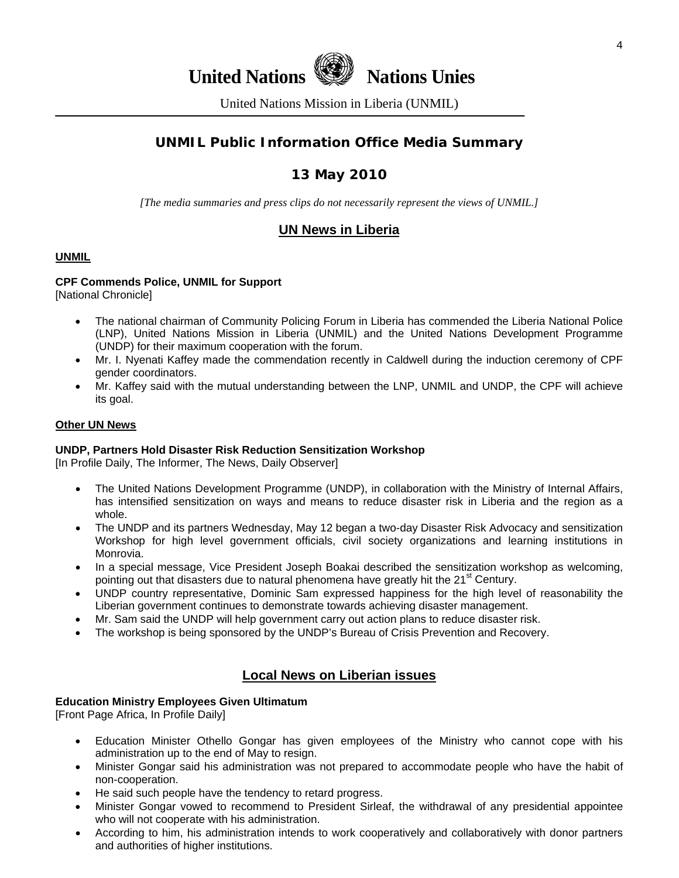# United Nations Nations Unies

United Nations Mission in Liberia (UNMIL)

## UNMIL Public Information Office Media Summary

## 13 May 2010

*[The media summaries and press clips do not necessarily represent the views of UNMIL.]*

## UN News in Liberia

### UNMIL

**CPF Commends Police, UNMIL for Support**
[National Chronicle]

- The national chairman of Community Policing Forum in Liberia has commended the Liberia National Police (LNP), United Nations Mission in Liberia (UNMIL) and the United Nations Development Programme (UNDP) for their maximum cooperation with the forum.
- Mr. I. Nyenati Kaffey made the commendation recently in Caldwell during the induction ceremony of CPF gender coordinators.
- Mr. Kaffey said with the mutual understanding between the LNP, UNMIL and UNDP, the CPF will achieve its goal.

### Other UN News

**UNDP, Partners Hold Disaster Risk Reduction Sensitization Workshop**
[In Profile Daily, The Informer, The News, Daily Observer]

- The United Nations Development Programme (UNDP), in collaboration with the Ministry of Internal Affairs, has intensified sensitization on ways and means to reduce disaster risk in Liberia and the region as a whole.
- The UNDP and its partners Wednesday, May 12 began a two-day Disaster Risk Advocacy and sensitization Workshop for high level government officials, civil society organizations and learning institutions in Monrovia.
- In a special message, Vice President Joseph Boakai described the sensitization workshop as welcoming, pointing out that disasters due to natural phenomena have greatly hit the 21st Century.
- UNDP country representative, Dominic Sam expressed happiness for the high level of reasonability the Liberian government continues to demonstrate towards achieving disaster management.
- Mr. Sam said the UNDP will help government carry out action plans to reduce disaster risk.
- The workshop is being sponsored by the UNDP's Bureau of Crisis Prevention and Recovery.

## Local News on Liberian issues

**Education Ministry Employees Given Ultimatum**
[Front Page Africa, In Profile Daily]

- Education Minister Othello Gongar has given employees of the Ministry who cannot cope with his administration up to the end of May to resign.
- Minister Gongar said his administration was not prepared to accommodate people who have the habit of non-cooperation.
- He said such people have the tendency to retard progress.
- Minister Gongar vowed to recommend to President Sirleaf, the withdrawal of any presidential appointee who will not cooperate with his administration.
- According to him, his administration intends to work cooperatively and collaboratively with donor partners and authorities of higher institutions.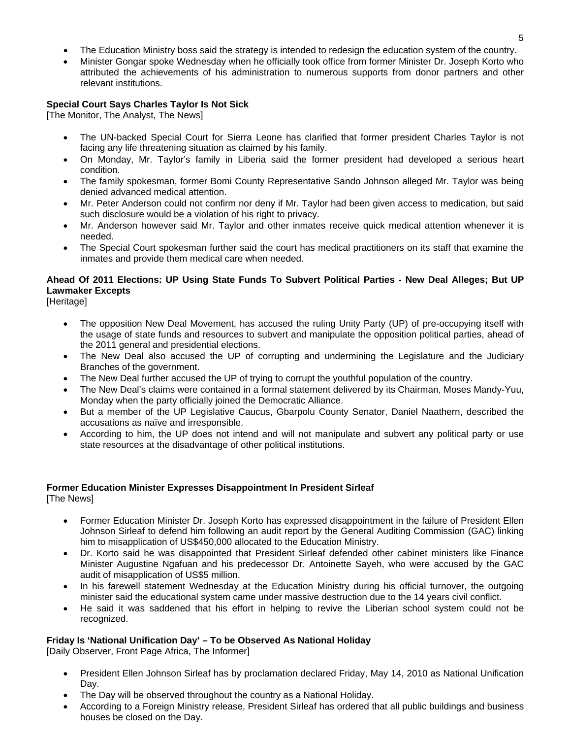- The Education Ministry boss said the strategy is intended to redesign the education system of the country.
- Minister Gongar spoke Wednesday when he officially took office from former Minister Dr. Joseph Korto who attributed the achievements of his administration to numerous supports from donor partners and other relevant institutions.

**Special Court Says Charles Taylor Is Not Sick**
[The Monitor, The Analyst, The News]

- The UN-backed Special Court for Sierra Leone has clarified that former president Charles Taylor is not facing any life threatening situation as claimed by his family.
- On Monday, Mr. Taylor's family in Liberia said the former president had developed a serious heart condition.
- The family spokesman, former Bomi County Representative Sando Johnson alleged Mr. Taylor was being denied advanced medical attention.
- Mr. Peter Anderson could not confirm nor deny if Mr. Taylor had been given access to medication, but said such disclosure would be a violation of his right to privacy.
- Mr. Anderson however said Mr. Taylor and other inmates receive quick medical attention whenever it is needed.
- The Special Court spokesman further said the court has medical practitioners on its staff that examine the inmates and provide them medical care when needed.

**Ahead Of 2011 Elections: UP Using State Funds To Subvert Political Parties - New Deal Alleges; But UP Lawmaker Excepts**
[Heritage]

- The opposition New Deal Movement, has accused the ruling Unity Party (UP) of pre-occupying itself with the usage of state funds and resources to subvert and manipulate the opposition political parties, ahead of the 2011 general and presidential elections.
- The New Deal also accused the UP of corrupting and undermining the Legislature and the Judiciary Branches of the government.
- The New Deal further accused the UP of trying to corrupt the youthful population of the country.
- The New Deal's claims were contained in a formal statement delivered by its Chairman, Moses Mandy-Yuu, Monday when the party officially joined the Democratic Alliance.
- But a member of the UP Legislative Caucus, Gbarpolu County Senator, Daniel Naathern, described the accusations as naïve and irresponsible.
- According to him, the UP does not intend and will not manipulate and subvert any political party or use state resources at the disadvantage of other political institutions.

**Former Education Minister Expresses Disappointment In President Sirleaf**
[The News]

- Former Education Minister Dr. Joseph Korto has expressed disappointment in the failure of President Ellen Johnson Sirleaf to defend him following an audit report by the General Auditing Commission (GAC) linking him to misapplication of US$450,000 allocated to the Education Ministry.
- Dr. Korto said he was disappointed that President Sirleaf defended other cabinet ministers like Finance Minister Augustine Ngafuan and his predecessor Dr. Antoinette Sayeh, who were accused by the GAC audit of misapplication of US$5 million.
- In his farewell statement Wednesday at the Education Ministry during his official turnover, the outgoing minister said the educational system came under massive destruction due to the 14 years civil conflict.
- He said it was saddened that his effort in helping to revive the Liberian school system could not be recognized.

**Friday Is 'National Unification Day' – To be Observed As National Holiday**
[Daily Observer, Front Page Africa, The Informer]

- President Ellen Johnson Sirleaf has by proclamation declared Friday, May 14, 2010 as National Unification Day.
- The Day will be observed throughout the country as a National Holiday.
- According to a Foreign Ministry release, President Sirleaf has ordered that all public buildings and business houses be closed on the Day.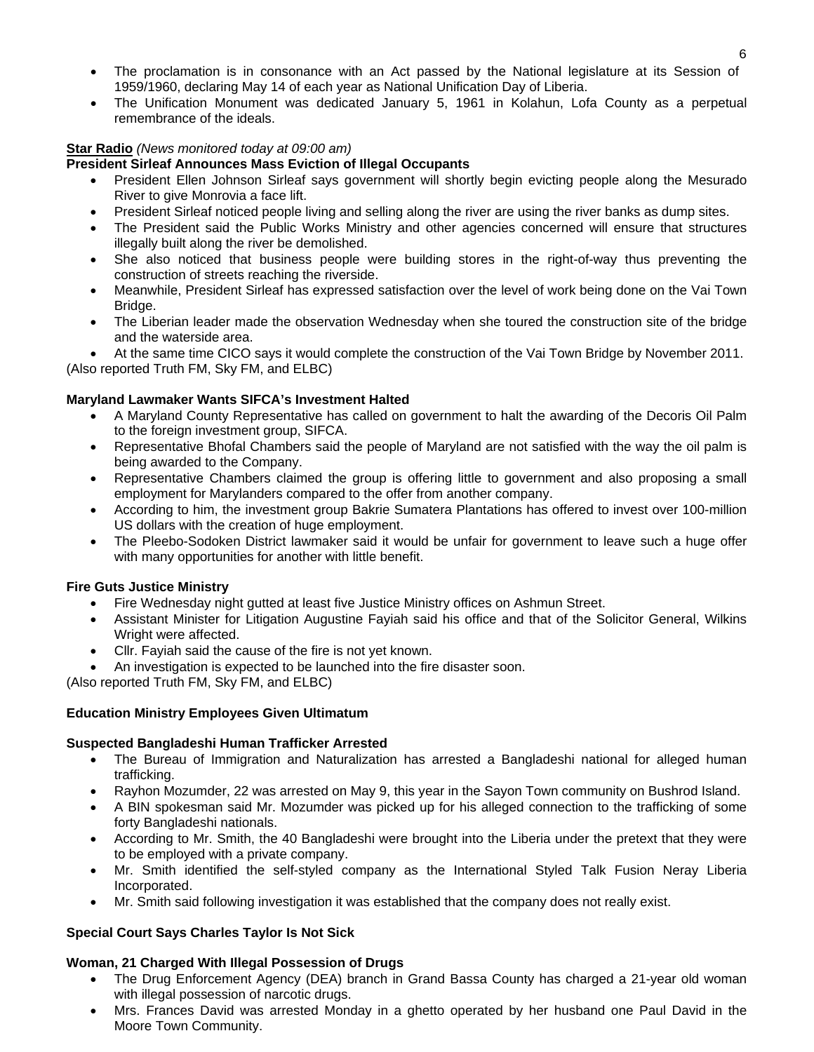- The proclamation is in consonance with an Act passed by the National legislature at its Session of 1959/1960, declaring May 14 of each year as National Unification Day of Liberia.
- The Unification Monument was dedicated January 5, 1961 in Kolahun, Lofa County as a perpetual remembrance of the ideals.

**Star Radio** *(News monitored today at 09:00 am)*

**President Sirleaf Announces Mass Eviction of Illegal Occupants**

- President Ellen Johnson Sirleaf says government will shortly begin evicting people along the Mesurado River to give Monrovia a face lift.
- President Sirleaf noticed people living and selling along the river are using the river banks as dump sites.
- The President said the Public Works Ministry and other agencies concerned will ensure that structures illegally built along the river be demolished.
- She also noticed that business people were building stores in the right-of-way thus preventing the construction of streets reaching the riverside.
- Meanwhile, President Sirleaf has expressed satisfaction over the level of work being done on the Vai Town Bridge.
- The Liberian leader made the observation Wednesday when she toured the construction site of the bridge and the waterside area.
- At the same time CICO says it would complete the construction of the Vai Town Bridge by November 2011.

(Also reported Truth FM, Sky FM, and ELBC)

**Maryland Lawmaker Wants SIFCA's Investment Halted**

- A Maryland County Representative has called on government to halt the awarding of the Decoris Oil Palm to the foreign investment group, SIFCA.
- Representative Bhofal Chambers said the people of Maryland are not satisfied with the way the oil palm is being awarded to the Company.
- Representative Chambers claimed the group is offering little to government and also proposing a small employment for Marylanders compared to the offer from another company.
- According to him, the investment group Bakrie Sumatera Plantations has offered to invest over 100-million US dollars with the creation of huge employment.
- The Pleebo-Sodoken District lawmaker said it would be unfair for government to leave such a huge offer with many opportunities for another with little benefit.

**Fire Guts Justice Ministry**

- Fire Wednesday night gutted at least five Justice Ministry offices on Ashmun Street.
- Assistant Minister for Litigation Augustine Fayiah said his office and that of the Solicitor General, Wilkins Wright were affected.
- Cllr. Fayiah said the cause of the fire is not yet known.
- An investigation is expected to be launched into the fire disaster soon.

(Also reported Truth FM, Sky FM, and ELBC)

**Education Ministry Employees Given Ultimatum**

**Suspected Bangladeshi Human Trafficker Arrested**

- The Bureau of Immigration and Naturalization has arrested a Bangladeshi national for alleged human trafficking.
- Rayhon Mozumder, 22 was arrested on May 9, this year in the Sayon Town community on Bushrod Island.
- A BIN spokesman said Mr. Mozumder was picked up for his alleged connection to the trafficking of some forty Bangladeshi nationals.
- According to Mr. Smith, the 40 Bangladeshi were brought into the Liberia under the pretext that they were to be employed with a private company.
- Mr. Smith identified the self-styled company as the International Styled Talk Fusion Neray Liberia Incorporated.
- Mr. Smith said following investigation it was established that the company does not really exist.

**Special Court Says Charles Taylor Is Not Sick**

**Woman, 21 Charged With Illegal Possession of Drugs**

- The Drug Enforcement Agency (DEA) branch in Grand Bassa County has charged a 21-year old woman with illegal possession of narcotic drugs.
- Mrs. Frances David was arrested Monday in a ghetto operated by her husband one Paul David in the Moore Town Community.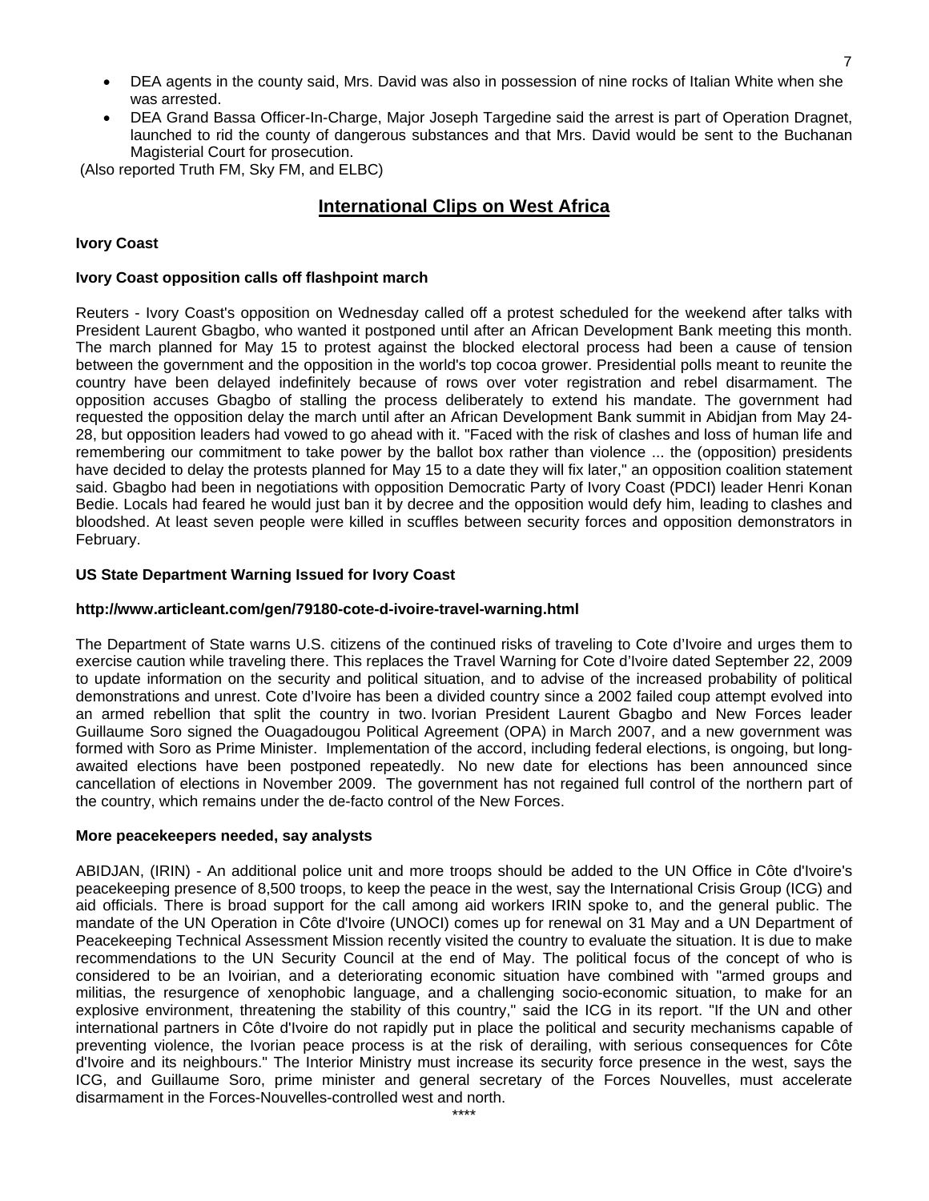- DEA agents in the county said, Mrs. David was also in possession of nine rocks of Italian White when she was arrested.
- DEA Grand Bassa Officer-In-Charge, Major Joseph Targedine said the arrest is part of Operation Dragnet, launched to rid the county of dangerous substances and that Mrs. David would be sent to the Buchanan Magisterial Court for prosecution.

(Also reported Truth FM, Sky FM, and ELBC)

## International Clips on West Africa

### Ivory Coast

**Ivory Coast opposition calls off flashpoint march**

Reuters - Ivory Coast's opposition on Wednesday called off a protest scheduled for the weekend after talks with President Laurent Gbagbo, who wanted it postponed until after an African Development Bank meeting this month. The march planned for May 15 to protest against the blocked electoral process had been a cause of tension between the government and the opposition in the world's top cocoa grower. Presidential polls meant to reunite the country have been delayed indefinitely because of rows over voter registration and rebel disarmament. The opposition accuses Gbagbo of stalling the process deliberately to extend his mandate. The government had requested the opposition delay the march until after an African Development Bank summit in Abidjan from May 24-28, but opposition leaders had vowed to go ahead with it. "Faced with the risk of clashes and loss of human life and remembering our commitment to take power by the ballot box rather than violence ... the (opposition) presidents have decided to delay the protests planned for May 15 to a date they will fix later," an opposition coalition statement said. Gbagbo had been in negotiations with opposition Democratic Party of Ivory Coast (PDCI) leader Henri Konan Bedie. Locals had feared he would just ban it by decree and the opposition would defy him, leading to clashes and bloodshed. At least seven people were killed in scuffles between security forces and opposition demonstrators in February.

**US State Department Warning Issued for Ivory Coast**

**http://www.articleant.com/gen/79180-cote-d-ivoire-travel-warning.html**

The Department of State warns U.S. citizens of the continued risks of traveling to Cote d'Ivoire and urges them to exercise caution while traveling there. This replaces the Travel Warning for Cote d'Ivoire dated September 22, 2009 to update information on the security and political situation, and to advise of the increased probability of political demonstrations and unrest. Cote d'Ivoire has been a divided country since a 2002 failed coup attempt evolved into an armed rebellion that split the country in two. Ivorian President Laurent Gbagbo and New Forces leader Guillaume Soro signed the Ouagadougou Political Agreement (OPA) in March 2007, and a new government was formed with Soro as Prime Minister. Implementation of the accord, including federal elections, is ongoing, but long-awaited elections have been postponed repeatedly. No new date for elections has been announced since cancellation of elections in November 2009. The government has not regained full control of the northern part of the country, which remains under the de-facto control of the New Forces.

**More peacekeepers needed, say analysts**

ABIDJAN, (IRIN) - An additional police unit and more troops should be added to the UN Office in Côte d'Ivoire's peacekeeping presence of 8,500 troops, to keep the peace in the west, say the International Crisis Group (ICG) and aid officials. There is broad support for the call among aid workers IRIN spoke to, and the general public. The mandate of the UN Operation in Côte d'Ivoire (UNOCI) comes up for renewal on 31 May and a UN Department of Peacekeeping Technical Assessment Mission recently visited the country to evaluate the situation. It is due to make recommendations to the UN Security Council at the end of May. The political focus of the concept of who is considered to be an Ivoirian, and a deteriorating economic situation have combined with "armed groups and militias, the resurgence of xenophobic language, and a challenging socio-economic situation, to make for an explosive environment, threatening the stability of this country," said the ICG in its report. "If the UN and other international partners in Côte d'Ivoire do not rapidly put in place the political and security mechanisms capable of preventing violence, the Ivorian peace process is at the risk of derailing, with serious consequences for Côte d'Ivoire and its neighbours." The Interior Ministry must increase its security force presence in the west, says the ICG, and Guillaume Soro, prime minister and general secretary of the Forces Nouvelles, must accelerate disarmament in the Forces-Nouvelles-controlled west and north.

****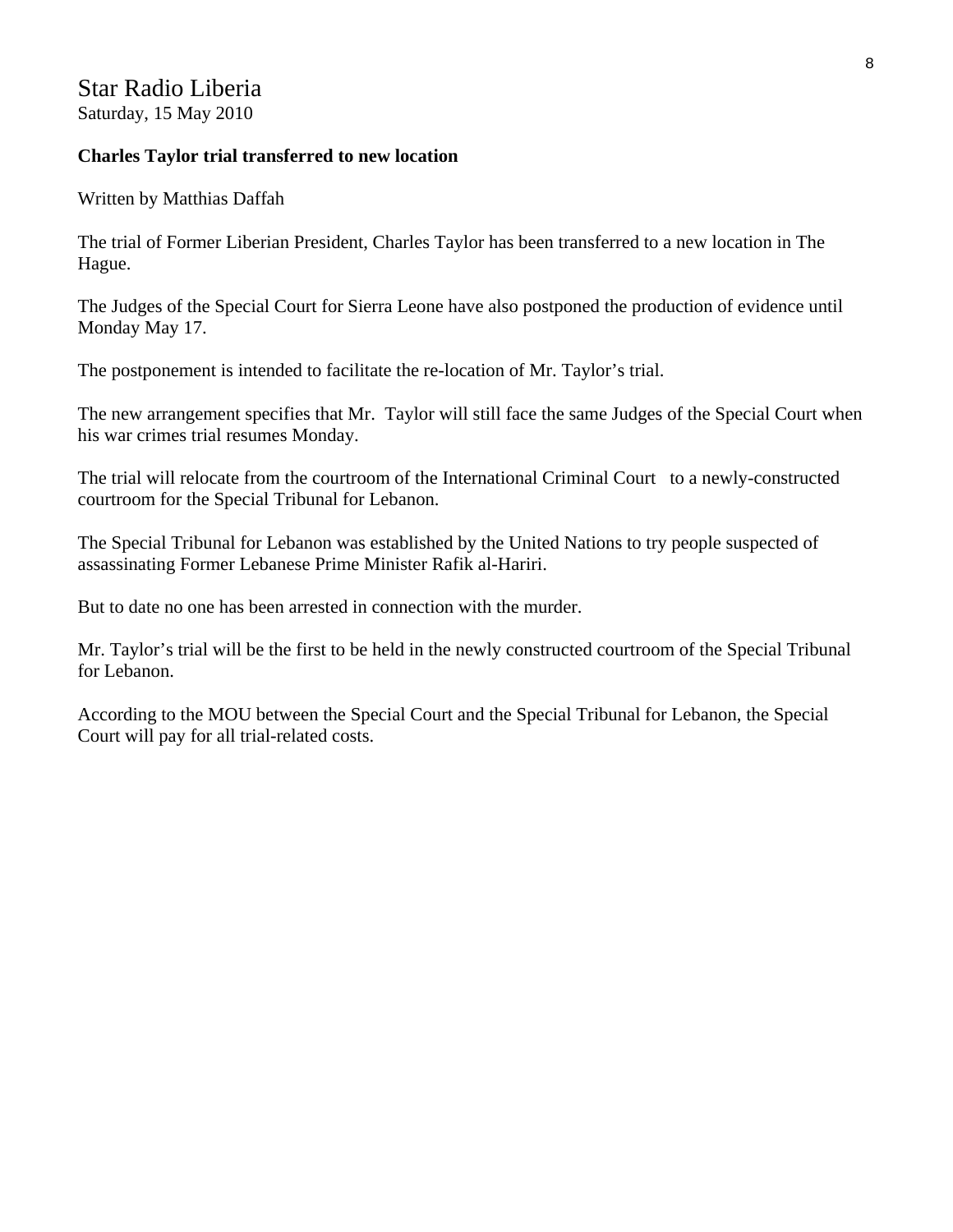# Star Radio Liberia

Saturday, 15 May 2010

**Charles Taylor trial transferred to new location**

Written by Matthias Daffah

The trial of Former Liberian President, Charles Taylor has been transferred to a new location in The Hague.

The Judges of the Special Court for Sierra Leone have also postponed the production of evidence until Monday May 17.

The postponement is intended to facilitate the re-location of Mr. Taylor's trial.

The new arrangement specifies that Mr. Taylor will still face the same Judges of the Special Court when his war crimes trial resumes Monday.

The trial will relocate from the courtroom of the International Criminal Court to a newly-constructed courtroom for the Special Tribunal for Lebanon.

The Special Tribunal for Lebanon was established by the United Nations to try people suspected of assassinating Former Lebanese Prime Minister Rafik al-Hariri.

But to date no one has been arrested in connection with the murder.

Mr. Taylor's trial will be the first to be held in the newly constructed courtroom of the Special Tribunal for Lebanon.

According to the MOU between the Special Court and the Special Tribunal for Lebanon, the Special Court will pay for all trial-related costs.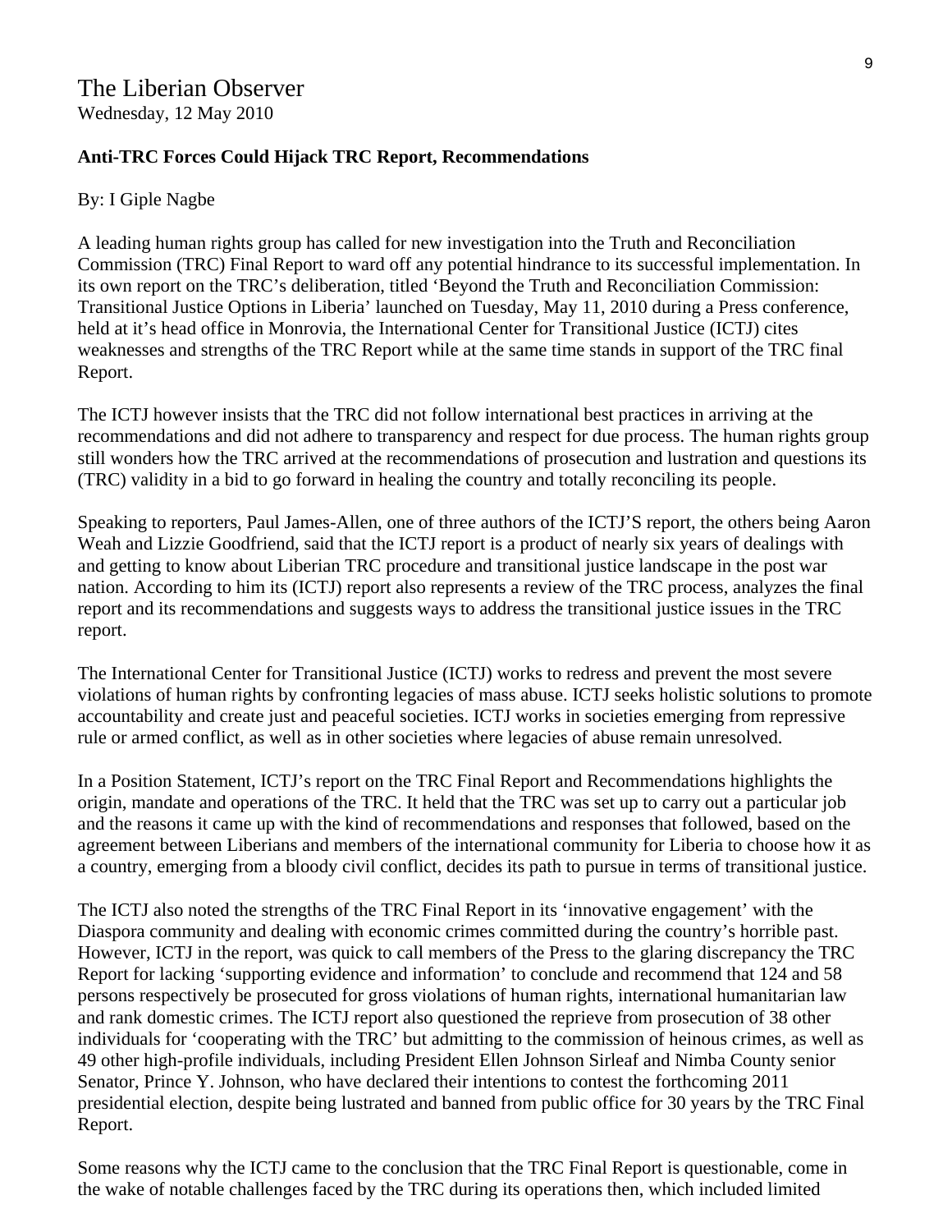# The Liberian Observer

Wednesday, 12 May 2010

**Anti-TRC Forces Could Hijack TRC Report, Recommendations**

By: I Giple Nagbe

A leading human rights group has called for new investigation into the Truth and Reconciliation Commission (TRC) Final Report to ward off any potential hindrance to its successful implementation. In its own report on the TRC's deliberation, titled 'Beyond the Truth and Reconciliation Commission: Transitional Justice Options in Liberia' launched on Tuesday, May 11, 2010 during a Press conference, held at it's head office in Monrovia, the International Center for Transitional Justice (ICTJ) cites weaknesses and strengths of the TRC Report while at the same time stands in support of the TRC final Report.

The ICTJ however insists that the TRC did not follow international best practices in arriving at the recommendations and did not adhere to transparency and respect for due process. The human rights group still wonders how the TRC arrived at the recommendations of prosecution and lustration and questions its (TRC) validity in a bid to go forward in healing the country and totally reconciling its people.

Speaking to reporters, Paul James-Allen, one of three authors of the ICTJ'S report, the others being Aaron Weah and Lizzie Goodfriend, said that the ICTJ report is a product of nearly six years of dealings with and getting to know about Liberian TRC procedure and transitional justice landscape in the post war nation. According to him its (ICTJ) report also represents a review of the TRC process, analyzes the final report and its recommendations and suggests ways to address the transitional justice issues in the TRC report.

The International Center for Transitional Justice (ICTJ) works to redress and prevent the most severe violations of human rights by confronting legacies of mass abuse. ICTJ seeks holistic solutions to promote accountability and create just and peaceful societies. ICTJ works in societies emerging from repressive rule or armed conflict, as well as in other societies where legacies of abuse remain unresolved.

In a Position Statement, ICTJ's report on the TRC Final Report and Recommendations highlights the origin, mandate and operations of the TRC. It held that the TRC was set up to carry out a particular job and the reasons it came up with the kind of recommendations and responses that followed, based on the agreement between Liberians and members of the international community for Liberia to choose how it as a country, emerging from a bloody civil conflict, decides its path to pursue in terms of transitional justice.

The ICTJ also noted the strengths of the TRC Final Report in its 'innovative engagement' with the Diaspora community and dealing with economic crimes committed during the country's horrible past. However, ICTJ in the report, was quick to call members of the Press to the glaring discrepancy the TRC Report for lacking 'supporting evidence and information' to conclude and recommend that 124 and 58 persons respectively be prosecuted for gross violations of human rights, international humanitarian law and rank domestic crimes. The ICTJ report also questioned the reprieve from prosecution of 38 other individuals for 'cooperating with the TRC' but admitting to the commission of heinous crimes, as well as 49 other high-profile individuals, including President Ellen Johnson Sirleaf and Nimba County senior Senator, Prince Y. Johnson, who have declared their intentions to contest the forthcoming 2011 presidential election, despite being lustrated and banned from public office for 30 years by the TRC Final Report.

Some reasons why the ICTJ came to the conclusion that the TRC Final Report is questionable, come in the wake of notable challenges faced by the TRC during its operations then, which included limited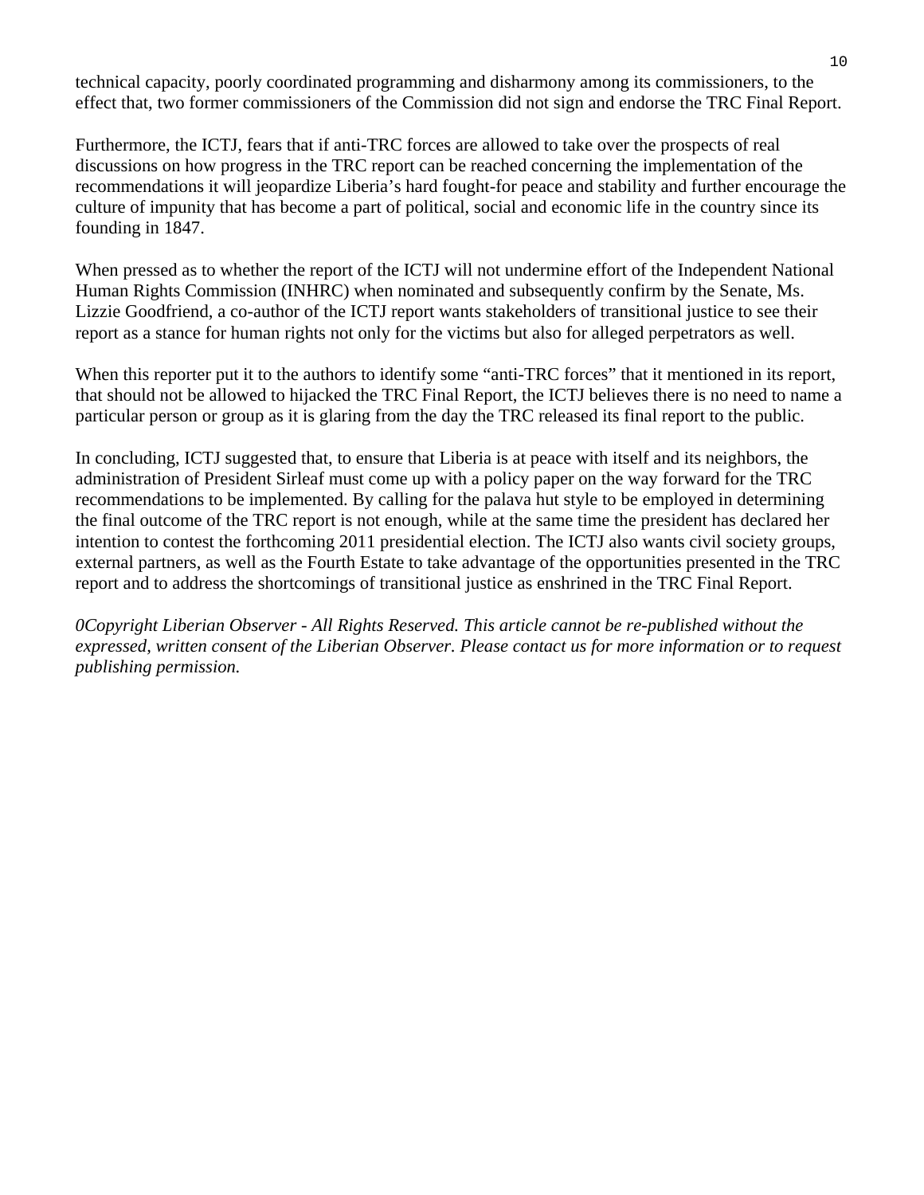technical capacity, poorly coordinated programming and disharmony among its commissioners, to the effect that, two former commissioners of the Commission did not sign and endorse the TRC Final Report.

Furthermore, the ICTJ, fears that if anti-TRC forces are allowed to take over the prospects of real discussions on how progress in the TRC report can be reached concerning the implementation of the recommendations it will jeopardize Liberia's hard fought-for peace and stability and further encourage the culture of impunity that has become a part of political, social and economic life in the country since its founding in 1847.

When pressed as to whether the report of the ICTJ will not undermine effort of the Independent National Human Rights Commission (INHRC) when nominated and subsequently confirm by the Senate, Ms. Lizzie Goodfriend, a co-author of the ICTJ report wants stakeholders of transitional justice to see their report as a stance for human rights not only for the victims but also for alleged perpetrators as well.

When this reporter put it to the authors to identify some "anti-TRC forces" that it mentioned in its report, that should not be allowed to hijacked the TRC Final Report, the ICTJ believes there is no need to name a particular person or group as it is glaring from the day the TRC released its final report to the public.

In concluding, ICTJ suggested that, to ensure that Liberia is at peace with itself and its neighbors, the administration of President Sirleaf must come up with a policy paper on the way forward for the TRC recommendations to be implemented. By calling for the palava hut style to be employed in determining the final outcome of the TRC report is not enough, while at the same time the president has declared her intention to contest the forthcoming 2011 presidential election. The ICTJ also wants civil society groups, external partners, as well as the Fourth Estate to take advantage of the opportunities presented in the TRC report and to address the shortcomings of transitional justice as enshrined in the TRC Final Report.

*0Copyright Liberian Observer - All Rights Reserved. This article cannot be re-published without the expressed, written consent of the Liberian Observer. Please contact us for more information or to request publishing permission.*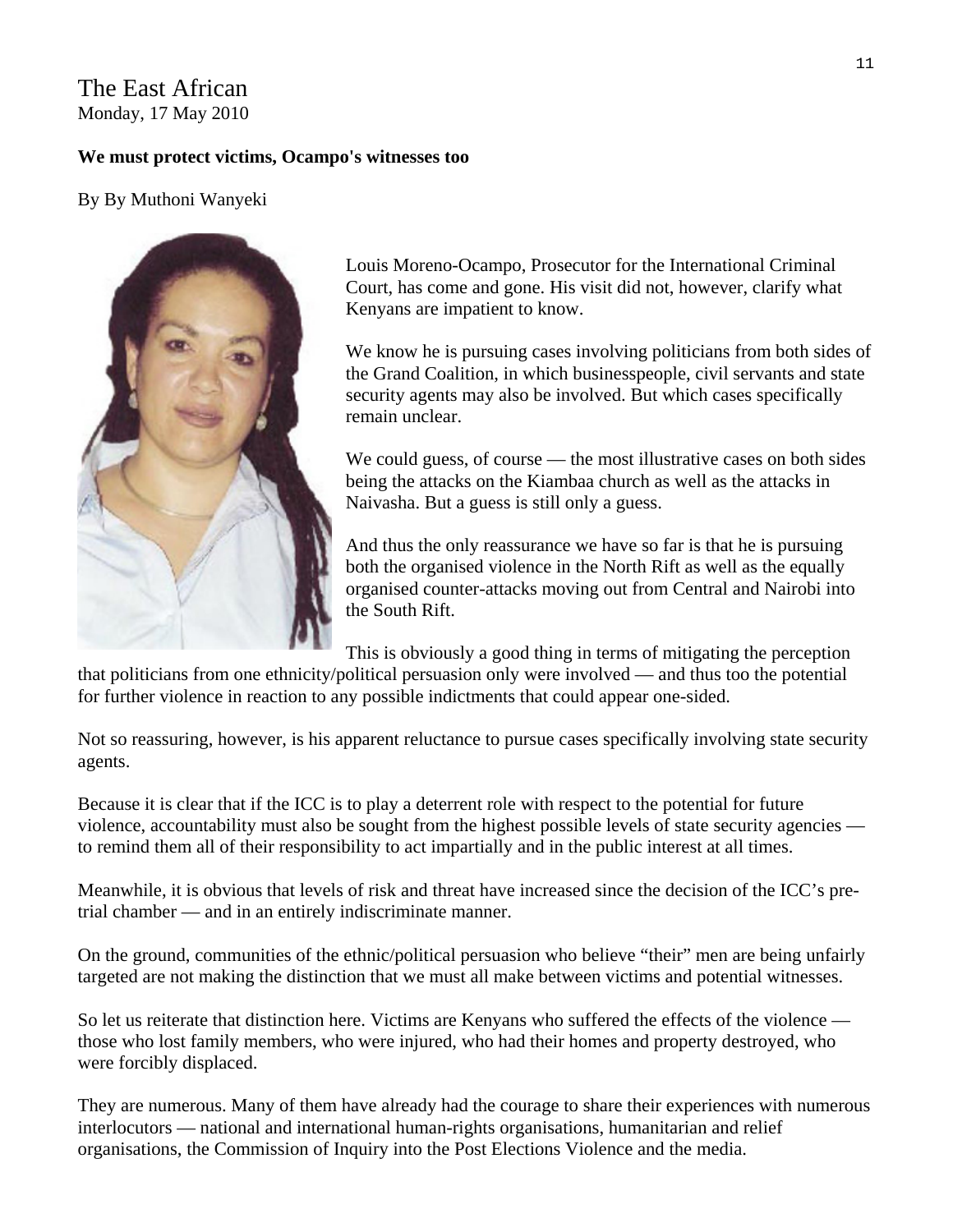The East African
Monday, 17 May 2010

**We must protect victims, Ocampo's witnesses too**

By By Muthoni Wanyeki

Louis Moreno-Ocampo, Prosecutor for the International Criminal Court, has come and gone. His visit did not, however, clarify what Kenyans are impatient to know.

We know he is pursuing cases involving politicians from both sides of the Grand Coalition, in which businesspeople, civil servants and state security agents may also be involved. But which cases specifically remain unclear.

We could guess, of course — the most illustrative cases on both sides being the attacks on the Kiambaa church as well as the attacks in Naivasha. But a guess is still only a guess.

And thus the only reassurance we have so far is that he is pursuing both the organised violence in the North Rift as well as the equally organised counter-attacks moving out from Central and Nairobi into the South Rift.

This is obviously a good thing in terms of mitigating the perception that politicians from one ethnicity/political persuasion only were involved — and thus too the potential for further violence in reaction to any possible indictments that could appear one-sided.

Not so reassuring, however, is his apparent reluctance to pursue cases specifically involving state security agents.

Because it is clear that if the ICC is to play a deterrent role with respect to the potential for future violence, accountability must also be sought from the highest possible levels of state security agencies — to remind them all of their responsibility to act impartially and in the public interest at all times.

Meanwhile, it is obvious that levels of risk and threat have increased since the decision of the ICC's pre-trial chamber — and in an entirely indiscriminate manner.

On the ground, communities of the ethnic/political persuasion who believe "their" men are being unfairly targeted are not making the distinction that we must all make between victims and potential witnesses.

So let us reiterate that distinction here. Victims are Kenyans who suffered the effects of the violence — those who lost family members, who were injured, who had their homes and property destroyed, who were forcibly displaced.

They are numerous. Many of them have already had the courage to share their experiences with numerous interlocutors — national and international human-rights organisations, humanitarian and relief organisations, the Commission of Inquiry into the Post Elections Violence and the media.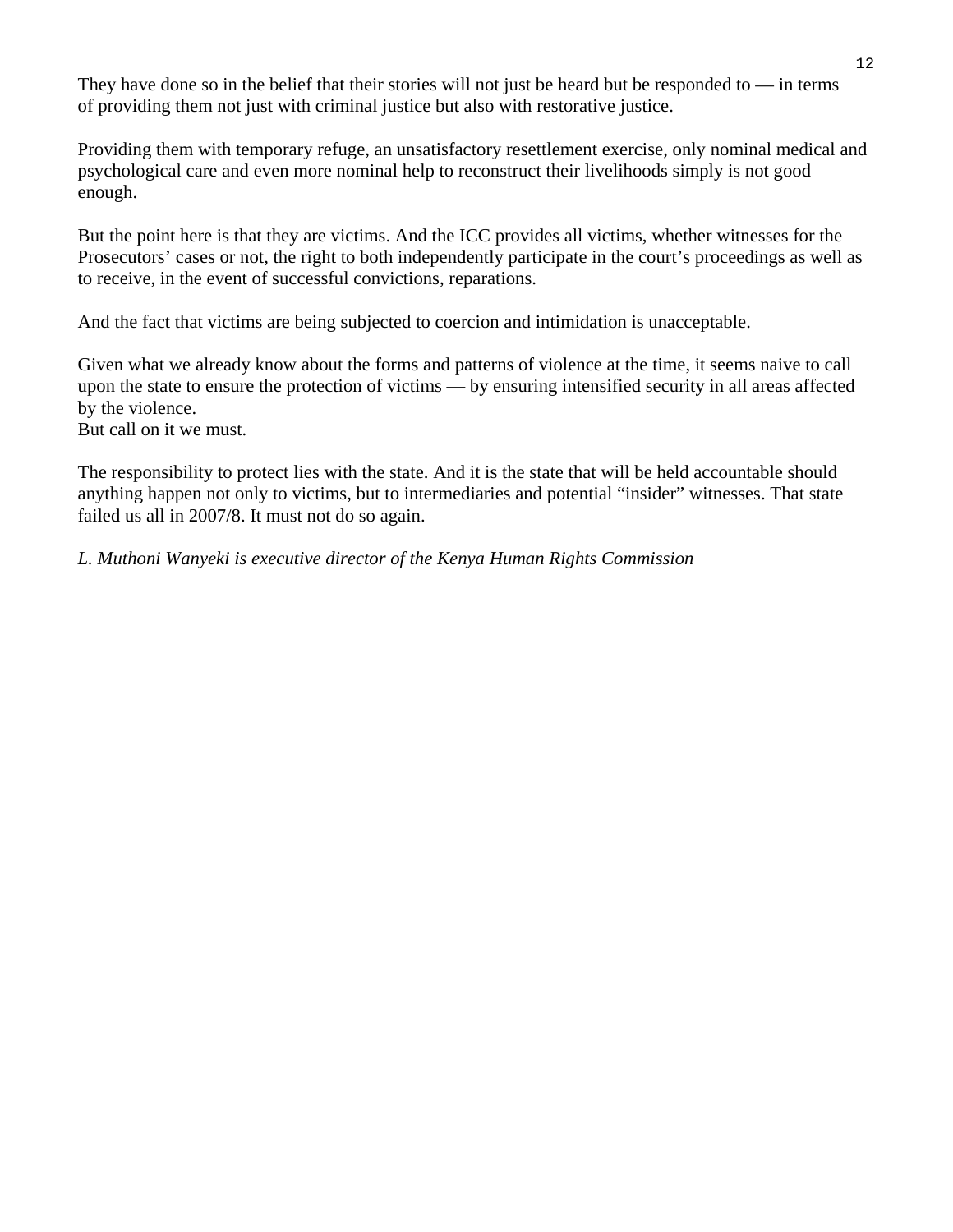They have done so in the belief that their stories will not just be heard but be responded to — in terms of providing them not just with criminal justice but also with restorative justice.

Providing them with temporary refuge, an unsatisfactory resettlement exercise, only nominal medical and psychological care and even more nominal help to reconstruct their livelihoods simply is not good enough.

But the point here is that they are victims. And the ICC provides all victims, whether witnesses for the Prosecutors' cases or not, the right to both independently participate in the court's proceedings as well as to receive, in the event of successful convictions, reparations.

And the fact that victims are being subjected to coercion and intimidation is unacceptable.

Given what we already know about the forms and patterns of violence at the time, it seems naive to call upon the state to ensure the protection of victims — by ensuring intensified security in all areas affected by the violence.
But call on it we must.

The responsibility to protect lies with the state. And it is the state that will be held accountable should anything happen not only to victims, but to intermediaries and potential "insider" witnesses. That state failed us all in 2007/8. It must not do so again.

*L. Muthoni Wanyeki is executive director of the Kenya Human Rights Commission*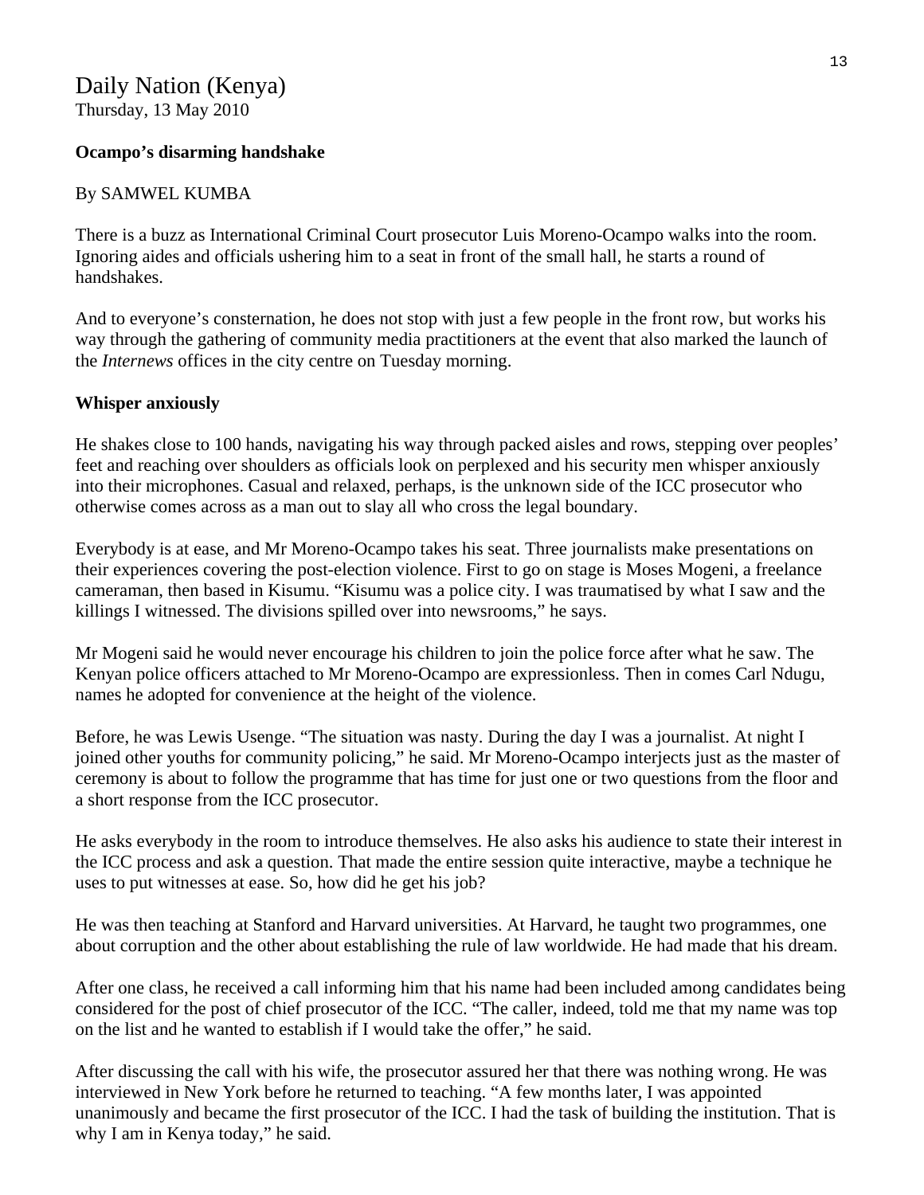Daily Nation (Kenya)
Thursday, 13 May 2010

**Ocampo's disarming handshake**

By SAMWEL KUMBA

There is a buzz as International Criminal Court prosecutor Luis Moreno-Ocampo walks into the room. Ignoring aides and officials ushering him to a seat in front of the small hall, he starts a round of handshakes.

And to everyone's consternation, he does not stop with just a few people in the front row, but works his way through the gathering of community media practitioners at the event that also marked the launch of the *Internews* offices in the city centre on Tuesday morning.

**Whisper anxiously**

He shakes close to 100 hands, navigating his way through packed aisles and rows, stepping over peoples' feet and reaching over shoulders as officials look on perplexed and his security men whisper anxiously into their microphones. Casual and relaxed, perhaps, is the unknown side of the ICC prosecutor who otherwise comes across as a man out to slay all who cross the legal boundary.

Everybody is at ease, and Mr Moreno-Ocampo takes his seat. Three journalists make presentations on their experiences covering the post-election violence. First to go on stage is Moses Mogeni, a freelance cameraman, then based in Kisumu. "Kisumu was a police city. I was traumatised by what I saw and the killings I witnessed. The divisions spilled over into newsrooms," he says.

Mr Mogeni said he would never encourage his children to join the police force after what he saw. The Kenyan police officers attached to Mr Moreno-Ocampo are expressionless. Then in comes Carl Ndugu, names he adopted for convenience at the height of the violence.

Before, he was Lewis Usenge. "The situation was nasty. During the day I was a journalist. At night I joined other youths for community policing," he said. Mr Moreno-Ocampo interjects just as the master of ceremony is about to follow the programme that has time for just one or two questions from the floor and a short response from the ICC prosecutor.

He asks everybody in the room to introduce themselves. He also asks his audience to state their interest in the ICC process and ask a question. That made the entire session quite interactive, maybe a technique he uses to put witnesses at ease. So, how did he get his job?

He was then teaching at Stanford and Harvard universities. At Harvard, he taught two programmes, one about corruption and the other about establishing the rule of law worldwide. He had made that his dream.

After one class, he received a call informing him that his name had been included among candidates being considered for the post of chief prosecutor of the ICC. "The caller, indeed, told me that my name was top on the list and he wanted to establish if I would take the offer," he said.

After discussing the call with his wife, the prosecutor assured her that there was nothing wrong. He was interviewed in New York before he returned to teaching. "A few months later, I was appointed unanimously and became the first prosecutor of the ICC. I had the task of building the institution. That is why I am in Kenya today," he said.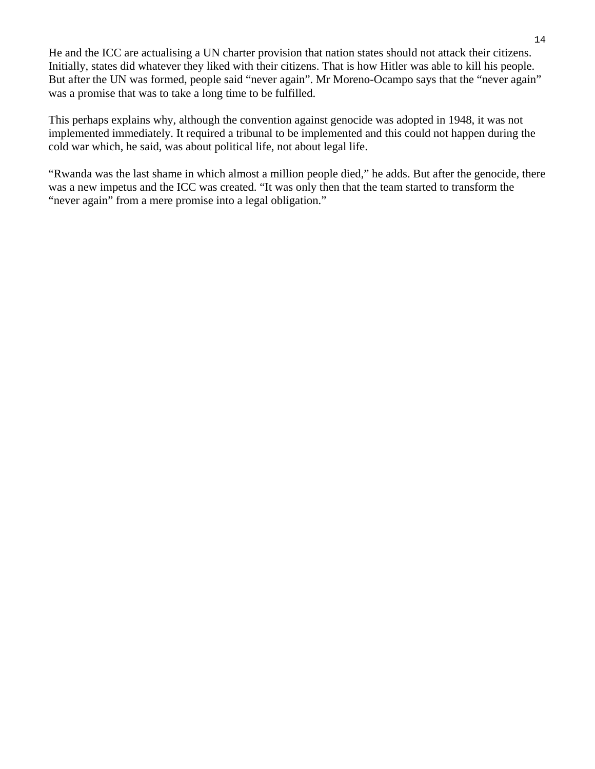He and the ICC are actualising a UN charter provision that nation states should not attack their citizens. Initially, states did whatever they liked with their citizens. That is how Hitler was able to kill his people. But after the UN was formed, people said “never again”. Mr Moreno-Ocampo says that the “never again” was a promise that was to take a long time to be fulfilled.

This perhaps explains why, although the convention against genocide was adopted in 1948, it was not implemented immediately. It required a tribunal to be implemented and this could not happen during the cold war which, he said, was about political life, not about legal life.

“Rwanda was the last shame in which almost a million people died,” he adds. But after the genocide, there was a new impetus and the ICC was created. “It was only then that the team started to transform the “never again” from a mere promise into a legal obligation.”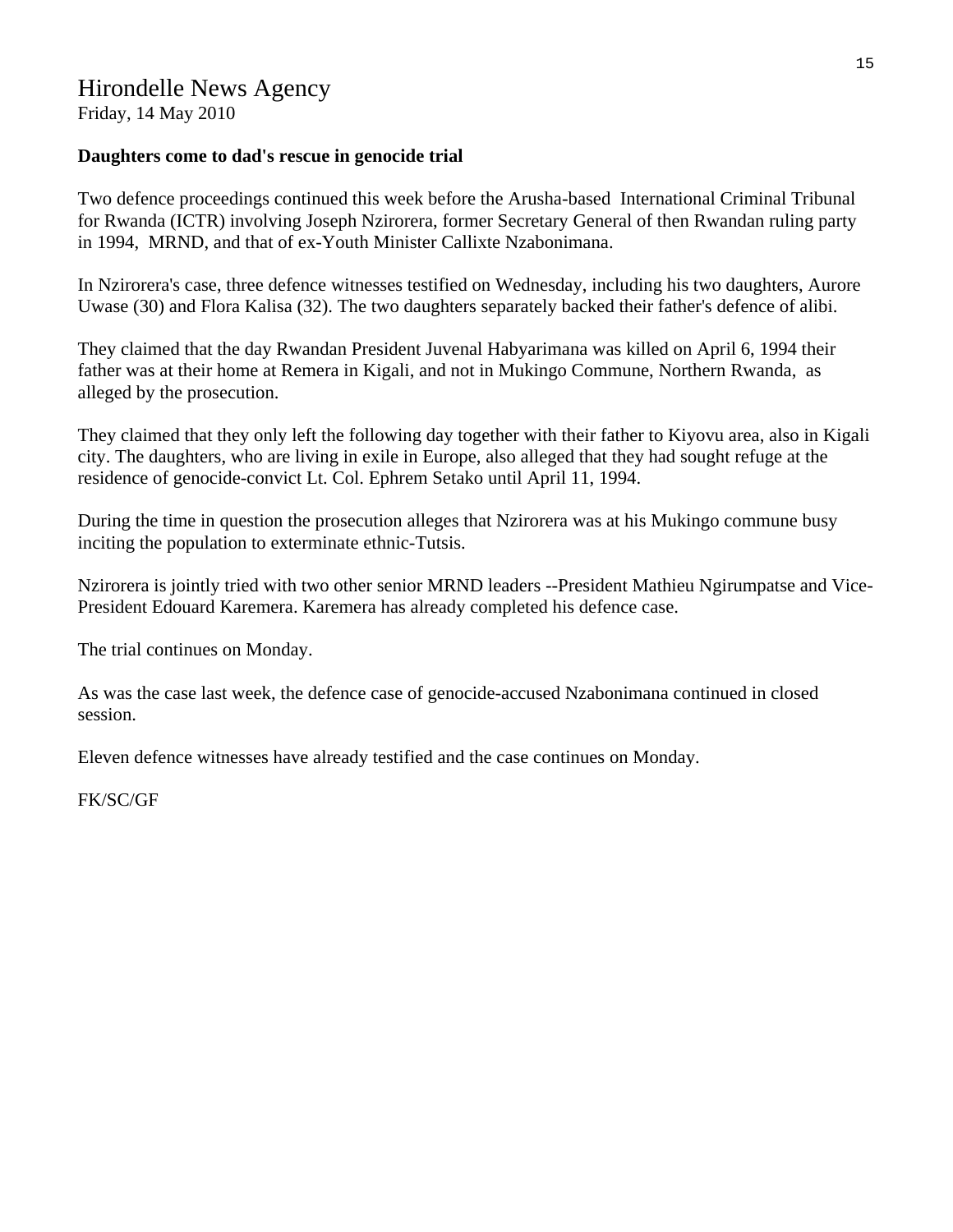Hirondelle News Agency
Friday, 14 May 2010

**Daughters come to dad's rescue in genocide trial**

Two defence proceedings continued this week before the Arusha-based International Criminal Tribunal for Rwanda (ICTR) involving Joseph Nzirorera, former Secretary General of then Rwandan ruling party in 1994, MRND, and that of ex-Youth Minister Callixte Nzabonimana.

In Nzirorera's case, three defence witnesses testified on Wednesday, including his two daughters, Aurore Uwase (30) and Flora Kalisa (32). The two daughters separately backed their father's defence of alibi.

They claimed that the day Rwandan President Juvenal Habyarimana was killed on April 6, 1994 their father was at their home at Remera in Kigali, and not in Mukingo Commune, Northern Rwanda, as alleged by the prosecution.

They claimed that they only left the following day together with their father to Kiyovu area, also in Kigali city. The daughters, who are living in exile in Europe, also alleged that they had sought refuge at the residence of genocide-convict Lt. Col. Ephrem Setako until April 11, 1994.

During the time in question the prosecution alleges that Nzirorera was at his Mukingo commune busy inciting the population to exterminate ethnic-Tutsis.

Nzirorera is jointly tried with two other senior MRND leaders --President Mathieu Ngirumpatse and Vice-President Edouard Karemera. Karemera has already completed his defence case.

The trial continues on Monday.

As was the case last week, the defence case of genocide-accused Nzabonimana continued in closed session.

Eleven defence witnesses have already testified and the case continues on Monday.

FK/SC/GF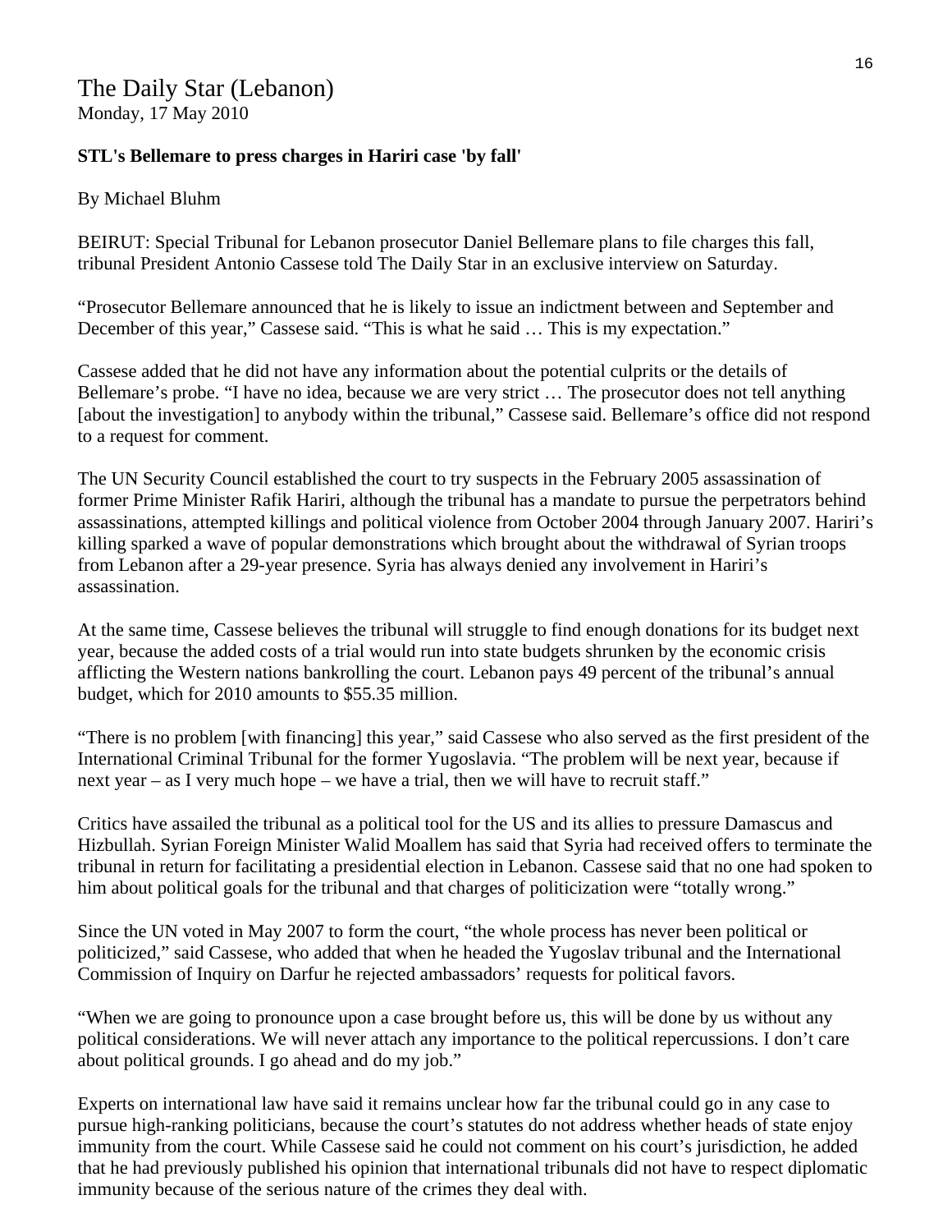# The Daily Star (Lebanon)

Monday, 17 May 2010

**STL's Bellemare to press charges in Hariri case 'by fall'**

By Michael Bluhm

BEIRUT: Special Tribunal for Lebanon prosecutor Daniel Bellemare plans to file charges this fall, tribunal President Antonio Cassese told The Daily Star in an exclusive interview on Saturday.

"Prosecutor Bellemare announced that he is likely to issue an indictment between and September and December of this year," Cassese said. "This is what he said … This is my expectation."

Cassese added that he did not have any information about the potential culprits or the details of Bellemare's probe. "I have no idea, because we are very strict … The prosecutor does not tell anything [about the investigation] to anybody within the tribunal," Cassese said. Bellemare's office did not respond to a request for comment.

The UN Security Council established the court to try suspects in the February 2005 assassination of former Prime Minister Rafik Hariri, although the tribunal has a mandate to pursue the perpetrators behind assassinations, attempted killings and political violence from October 2004 through January 2007. Hariri's killing sparked a wave of popular demonstrations which brought about the withdrawal of Syrian troops from Lebanon after a 29-year presence. Syria has always denied any involvement in Hariri's assassination.

At the same time, Cassese believes the tribunal will struggle to find enough donations for its budget next year, because the added costs of a trial would run into state budgets shrunken by the economic crisis afflicting the Western nations bankrolling the court. Lebanon pays 49 percent of the tribunal's annual budget, which for 2010 amounts to $55.35 million.

"There is no problem [with financing] this year," said Cassese who also served as the first president of the International Criminal Tribunal for the former Yugoslavia. "The problem will be next year, because if next year – as I very much hope – we have a trial, then we will have to recruit staff."

Critics have assailed the tribunal as a political tool for the US and its allies to pressure Damascus and Hizbullah. Syrian Foreign Minister Walid Moallem has said that Syria had received offers to terminate the tribunal in return for facilitating a presidential election in Lebanon. Cassese said that no one had spoken to him about political goals for the tribunal and that charges of politicization were "totally wrong."

Since the UN voted in May 2007 to form the court, "the whole process has never been political or politicized," said Cassese, who added that when he headed the Yugoslav tribunal and the International Commission of Inquiry on Darfur he rejected ambassadors' requests for political favors.

"When we are going to pronounce upon a case brought before us, this will be done by us without any political considerations. We will never attach any importance to the political repercussions. I don't care about political grounds. I go ahead and do my job."

Experts on international law have said it remains unclear how far the tribunal could go in any case to pursue high-ranking politicians, because the court's statutes do not address whether heads of state enjoy immunity from the court. While Cassese said he could not comment on his court's jurisdiction, he added that he had previously published his opinion that international tribunals did not have to respect diplomatic immunity because of the serious nature of the crimes they deal with.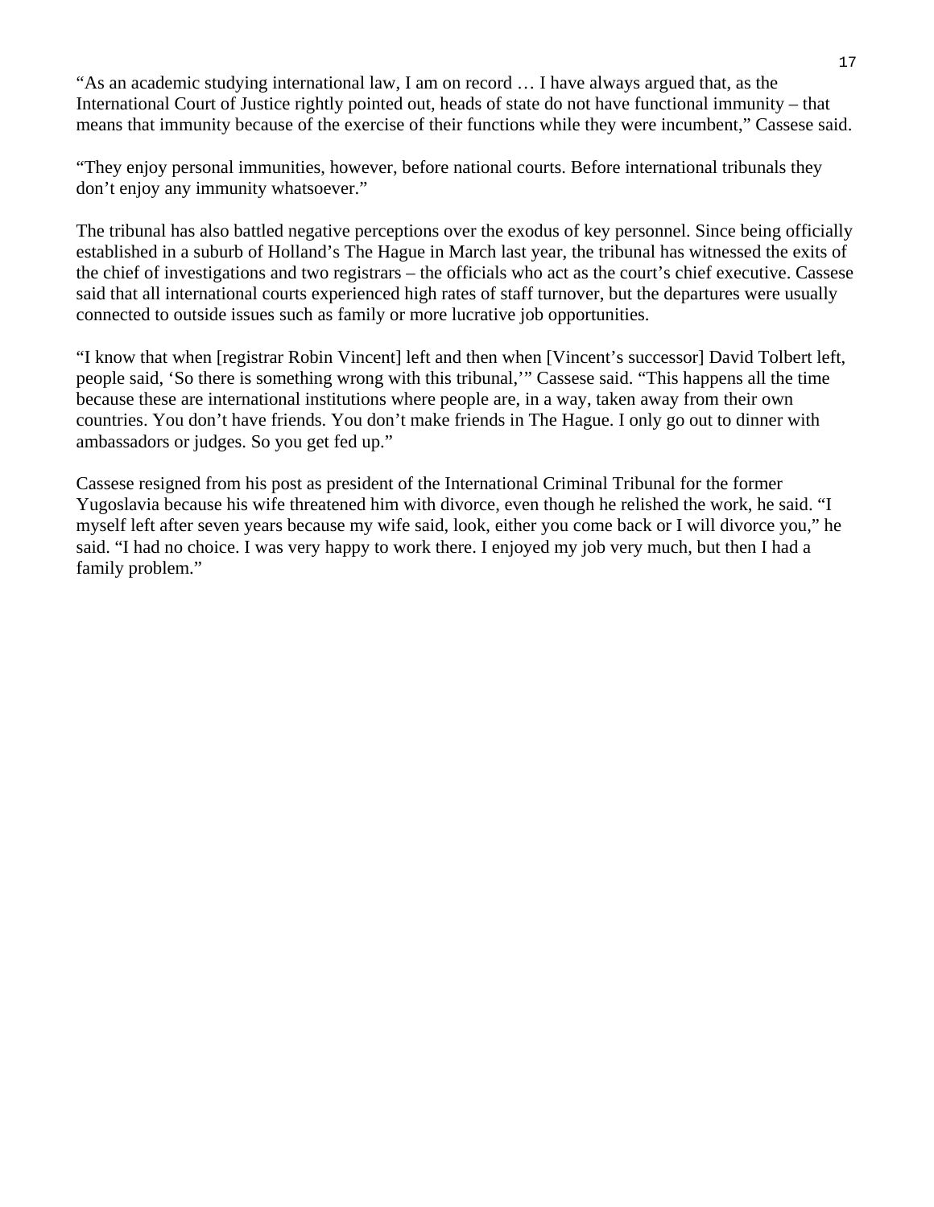"As an academic studying international law, I am on record … I have always argued that, as the International Court of Justice rightly pointed out, heads of state do not have functional immunity – that means that immunity because of the exercise of their functions while they were incumbent," Cassese said.

"They enjoy personal immunities, however, before national courts. Before international tribunals they don't enjoy any immunity whatsoever."

The tribunal has also battled negative perceptions over the exodus of key personnel. Since being officially established in a suburb of Holland's The Hague in March last year, the tribunal has witnessed the exits of the chief of investigations and two registrars – the officials who act as the court's chief executive. Cassese said that all international courts experienced high rates of staff turnover, but the departures were usually connected to outside issues such as family or more lucrative job opportunities.

"I know that when [registrar Robin Vincent] left and then when [Vincent's successor] David Tolbert left, people said, 'So there is something wrong with this tribunal,'" Cassese said. "This happens all the time because these are international institutions where people are, in a way, taken away from their own countries. You don't have friends. You don't make friends in The Hague. I only go out to dinner with ambassadors or judges. So you get fed up."

Cassese resigned from his post as president of the International Criminal Tribunal for the former Yugoslavia because his wife threatened him with divorce, even though he relished the work, he said. "I myself left after seven years because my wife said, look, either you come back or I will divorce you," he said. "I had no choice. I was very happy to work there. I enjoyed my job very much, but then I had a family problem."